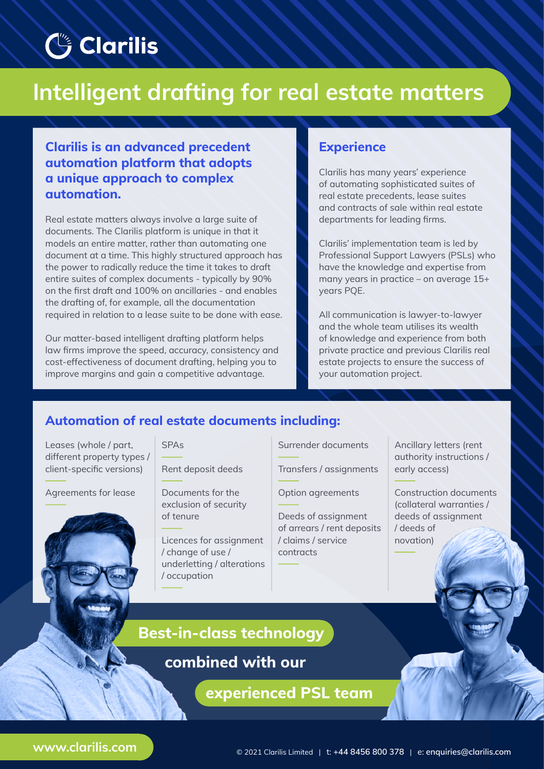Clarilis

# Intelligent drafting for real estate matters

## Clarilis is an advanced precedent automation platform that adopts a unique approach to complex automation.

Real estate matters always involve a large suite of documents. The Clarilis platform is unique in that it models an entire matter, rather than automating one document at a time. This highly structured approach has the power to radically reduce the time it takes to draft entire suites of complex documents - typically by 90% on the first draft and 100% on ancillaries - and enables the drafting of, for example, all the documentation required in relation to a lease suite to be done with ease.

Our matter-based intelligent drafting platform helps law firms improve the speed, accuracy, consistency and cost-effectiveness of document drafting, helping you to improve margins and gain a competitive advantage.

## Experience

Clarilis has many years' experience of automating sophisticated suites of real estate precedents, lease suites and contracts of sale within real estate departments for leading firms.

Clarilis' implementation team is led by Professional Support Lawyers (PSLs) who have the knowledge and expertise from many years in practice – on average 15+ years PQE.

All communication is lawyer-to-lawyer and the whole team utilises its wealth of knowledge and experience from both private practice and previous Clarilis real estate projects to ensure the success of your automation project.

## Automation of real estate documents including:

- Leases (whole / part, different property types / client-specific versions)
- Agreements for lease
- SPAs
- Rent deposit deeds
- Documents for the exclusion of security of tenure
- Licences for assignment / change of use / underletting / alterations / occupation
- Surrender documents
- Transfers / assignments
- Option agreements
- Deeds of assignment of arrears / rent deposits / claims / service contracts
- Ancillary letters (rent authority instructions / early access)
- Construction documents (collateral warranties / deeds of assignment / deeds of novation)

**Best-in-class technology combined with our experienced PSL team**

www.clarilis.com

© 2021 Clarilis Limited | t: +44 8456 800 378 | e: enquiries@clarilis.com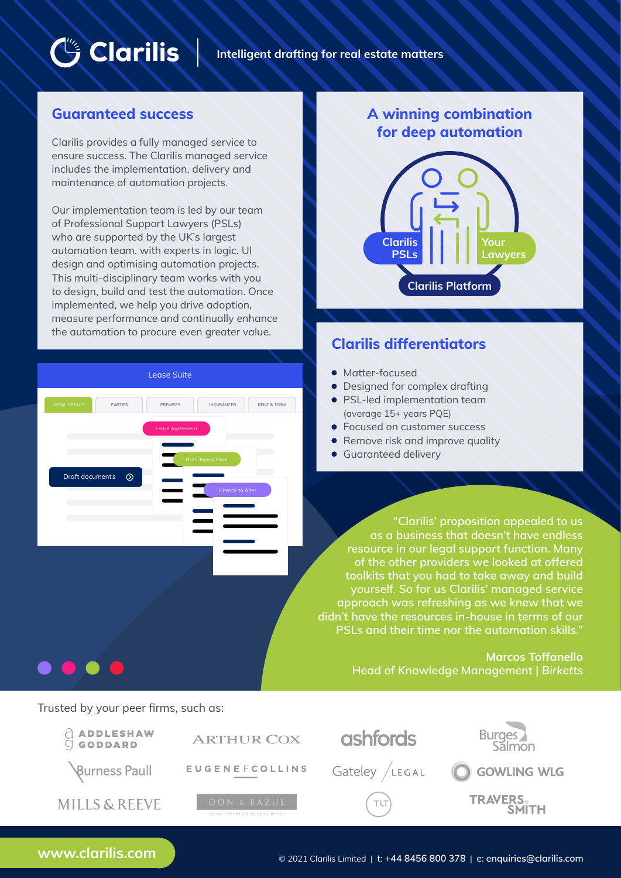Clarilis | Intelligent drafting for real estate matters

## Guaranteed success

Clarilis provides a fully managed service to ensure success. The Clarilis managed service includes the implementation, delivery and maintenance of automation projects.

Our implementation team is led by our team of Professional Support Lawyers (PSLs) who are supported by the UK's largest automation team, with experts in logic, UI design and optimising automation projects. This multi-disciplinary team works with you to design, build and test the automation. Once implemented, we help you drive adoption, measure performance and continually enhance the automation to procure even greater value.

## A winning combination for deep automation

Clarilis PSLs

Your Lawyers

Clarilis Platform

## Clarilis differentiators

- Matter-focused
- Designed for complex drafting
- PSL-led implementation team (average 15+ years PQE)
- Focused on customer success
- Remove risk and improve quality
- Guaranteed delivery

Lease Suite

INITIAL DETAILS | PARTIES | PREMISES | INSURANCER | RENT & TERM

Lease Agreement

Rent Deposit Deed

Licence to Alter

Draft documents

"Clarilis' proposition appealed to us as a business that doesn't have endless resource in our legal support function. Many of the other providers we looked at offered toolkits that you had to take away and build yourself. So for us Clarilis' managed service approach was refreshing as we knew that we didn't have the resources in-house in terms of our PSLs and their time nor the automation skills."

**Marcos Toffanello**
Head of Knowledge Management | *Birketts*

Trusted by your peer firms, such as:

Addleshaw Goddard, Arthur Cox, ashfords, Burges Salmon, Burness Paull, Eugene F Collins, Gateley Legal, Gowling WLG, Mills & Reeve, Oon & Bazul, TLT, Travers Smith

www.clarilis.com

© 2021 Clarilis Limited | t: +44 8456 800 378 | e: enquiries@clarilis.com